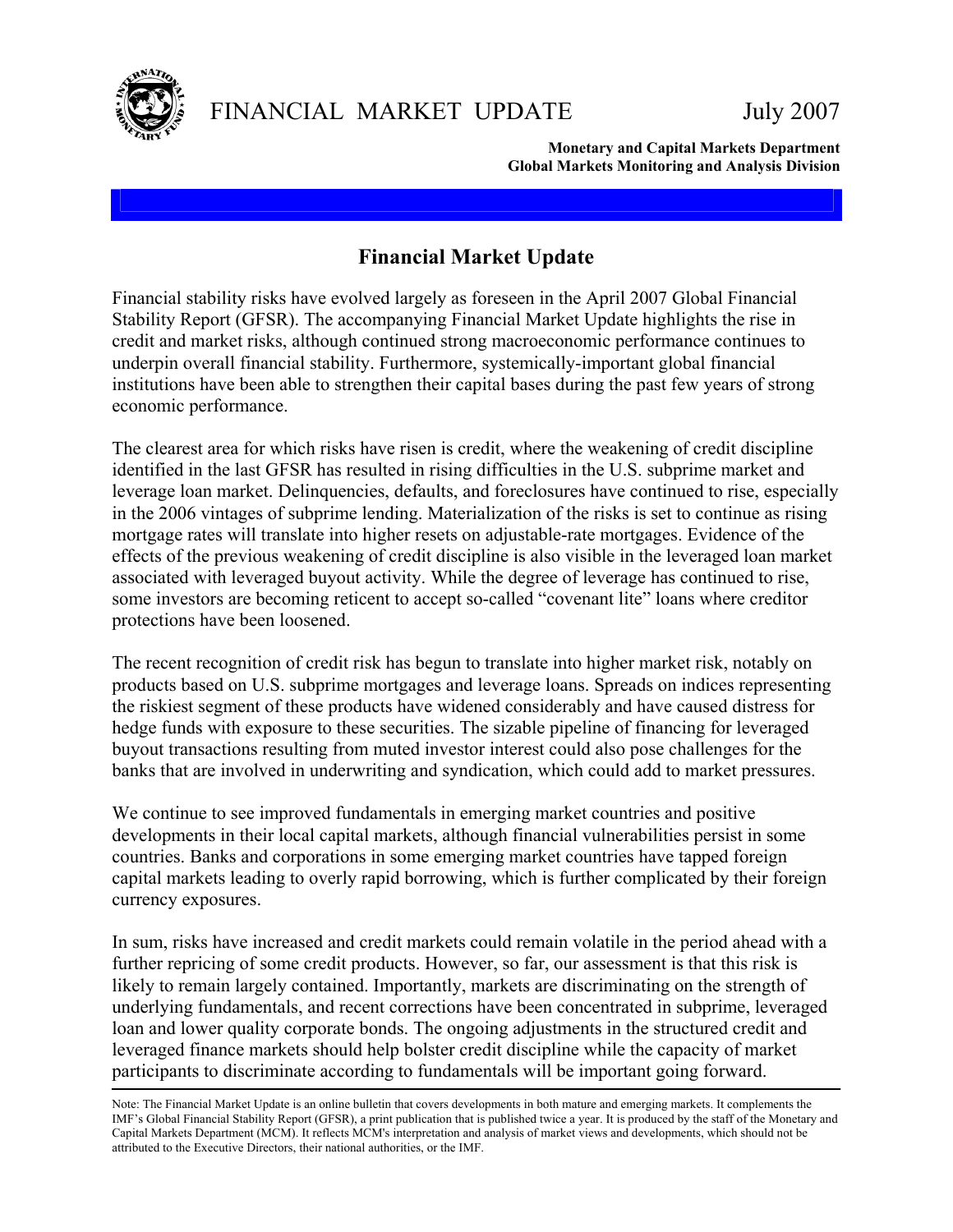# FINANCIAL MARKET UPDATE July 2007

**Monetary and Capital Markets Department**
**Global Markets Monitoring and Analysis Division**

## Financial Market Update

Financial stability risks have evolved largely as foreseen in the April 2007 Global Financial Stability Report (GFSR). The accompanying Financial Market Update highlights the rise in credit and market risks, although continued strong macroeconomic performance continues to underpin overall financial stability. Furthermore, systemically-important global financial institutions have been able to strengthen their capital bases during the past few years of strong economic performance.

The clearest area for which risks have risen is credit, where the weakening of credit discipline identified in the last GFSR has resulted in rising difficulties in the U.S. subprime market and leverage loan market. Delinquencies, defaults, and foreclosures have continued to rise, especially in the 2006 vintages of subprime lending. Materialization of the risks is set to continue as rising mortgage rates will translate into higher resets on adjustable-rate mortgages. Evidence of the effects of the previous weakening of credit discipline is also visible in the leveraged loan market associated with leveraged buyout activity. While the degree of leverage has continued to rise, some investors are becoming reticent to accept so-called "covenant lite" loans where creditor protections have been loosened.

The recent recognition of credit risk has begun to translate into higher market risk, notably on products based on U.S. subprime mortgages and leverage loans. Spreads on indices representing the riskiest segment of these products have widened considerably and have caused distress for hedge funds with exposure to these securities. The sizable pipeline of financing for leveraged buyout transactions resulting from muted investor interest could also pose challenges for the banks that are involved in underwriting and syndication, which could add to market pressures.

We continue to see improved fundamentals in emerging market countries and positive developments in their local capital markets, although financial vulnerabilities persist in some countries. Banks and corporations in some emerging market countries have tapped foreign capital markets leading to overly rapid borrowing, which is further complicated by their foreign currency exposures.

In sum, risks have increased and credit markets could remain volatile in the period ahead with a further repricing of some credit products. However, so far, our assessment is that this risk is likely to remain largely contained. Importantly, markets are discriminating on the strength of underlying fundamentals, and recent corrections have been concentrated in subprime, leveraged loan and lower quality corporate bonds. The ongoing adjustments in the structured credit and leveraged finance markets should help bolster credit discipline while the capacity of market participants to discriminate according to fundamentals will be important going forward.

---

Note: The Financial Market Update is an online bulletin that covers developments in both mature and emerging markets. It complements the IMF's Global Financial Stability Report (GFSR), a print publication that is published twice a year. It is produced by the staff of the Monetary and Capital Markets Department (MCM). It reflects MCM's interpretation and analysis of market views and developments, which should not be attributed to the Executive Directors, their national authorities, or the IMF.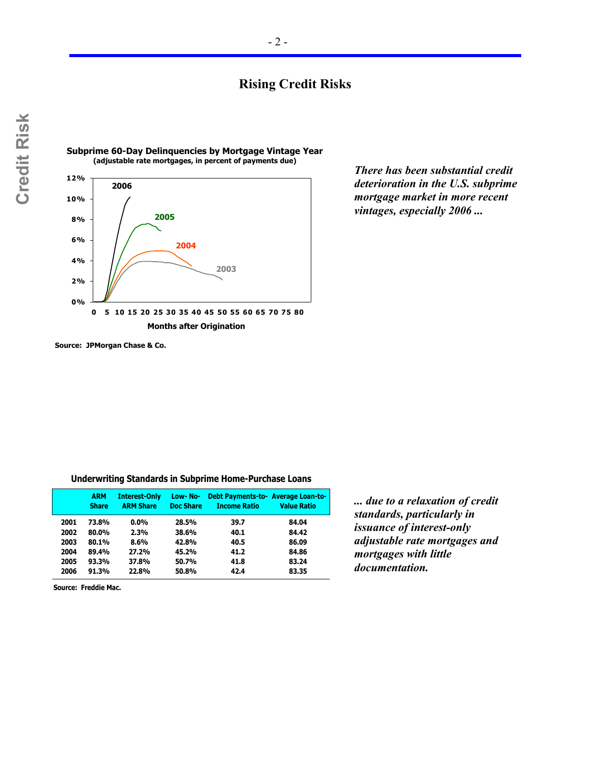# Rising Credit Risks

Credit Risk

**Subprime 60-Day Delinquencies by Mortgage Vintage Year**
**(adjustable rate mortgages, in percent of payments due)**

Source: JPMorgan Chase & Co.

*There has been substantial credit deterioration in the U.S. subprime mortgage market in more recent vintages, especially 2006 ...*

**Underwriting Standards in Subprime Home-Purchase Loans**

| | ARM Share | Interest-Only ARM Share | Low- No-Doc Share | Debt Payments-to-Income Ratio | Average Loan-to-Value Ratio |
|---|---|---|---|---|---|
| 2001 | 73.8% | 0.0% | 28.5% | 39.7 | 84.04 |
| 2002 | 80.0% | 2.3% | 38.6% | 40.1 | 84.42 |
| 2003 | 80.1% | 8.6% | 42.8% | 40.5 | 86.09 |
| 2004 | 89.4% | 27.2% | 45.2% | 41.2 | 84.86 |
| 2005 | 93.3% | 37.8% | 50.7% | 41.8 | 83.24 |
| 2006 | 91.3% | 22.8% | 50.8% | 42.4 | 83.35 |

Source: Freddie Mac.

*... due to a relaxation of credit standards, particularly in issuance of interest-only adjustable rate mortgages and mortgages with little documentation.*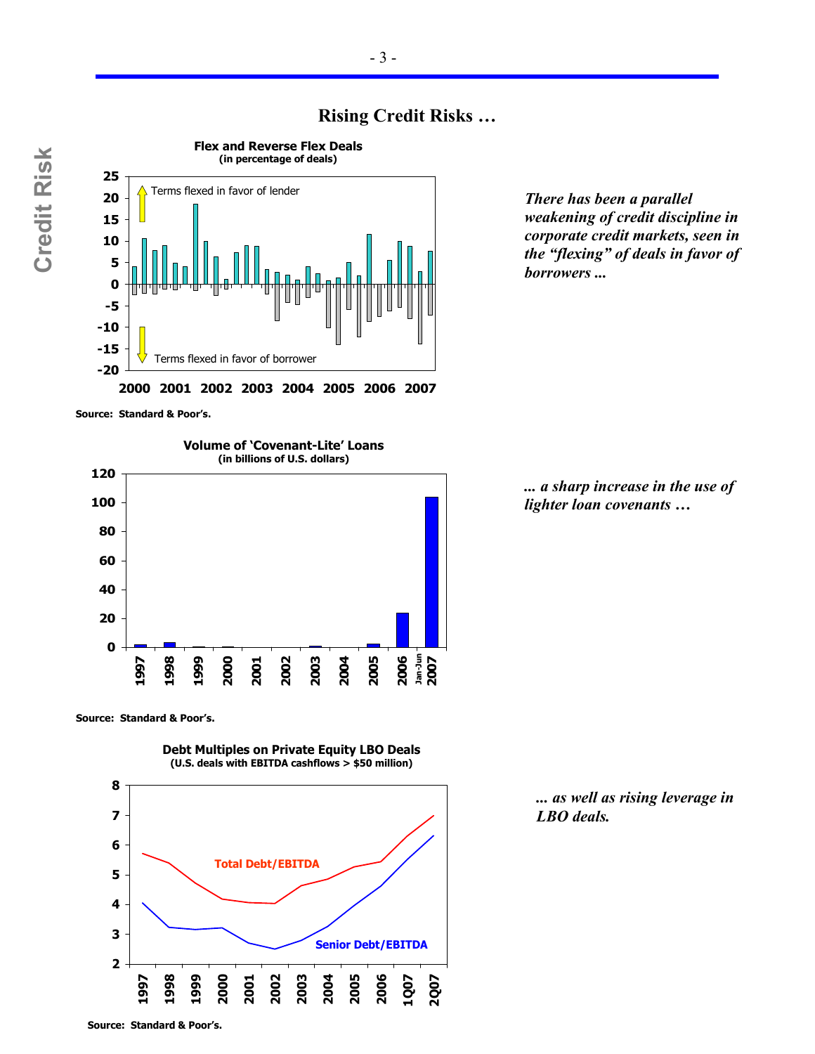# Rising Credit Risks …

**Flex and Reverse Flex Deals**
**(in percentage of deals)**

Terms flexed in favor of lender

Terms flexed in favor of borrower

Source: Standard & Poor's.

*There has been a parallel weakening of credit discipline in corporate credit markets, seen in the "flexing" of deals in favor of borrowers ...*

**Volume of 'Covenant-Lite' Loans**
**(in billions of U.S. dollars)**

Source: Standard & Poor's.

*... a sharp increase in the use of lighter loan covenants …*

**Debt Multiples on Private Equity LBO Deals**
**(U.S. deals with EBITDA cashflows > $50 million)**

Total Debt/EBITDA

Senior Debt/EBITDA

Source: Standard & Poor's.

*... as well as rising leverage in LBO deals.*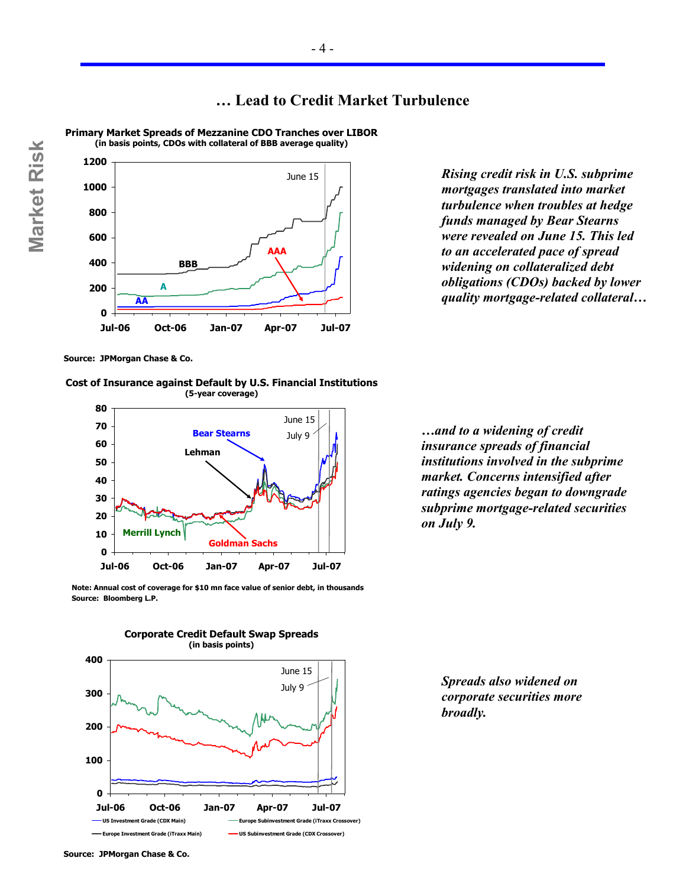## … Lead to Credit Market Turbulence

**Primary Market Spreads of Mezzanine CDO Tranches over LIBOR**
**(in basis points, CDOs with collateral of BBB average quality)**

Source: JPMorgan Chase & Co.

*Rising credit risk in U.S. subprime mortgages translated into market turbulence when troubles at hedge funds managed by Bear Stearns were revealed on June 15. This led to an accelerated pace of spread widening on collateralized debt obligations (CDOs) backed by lower quality mortgage-related collateral…*

**Cost of Insurance against Default by U.S. Financial Institutions**
**(5-year coverage)**

Note: Annual cost of coverage for $10 mn face value of senior debt, in thousands
Source: Bloomberg L.P.

*…and to a widening of credit insurance spreads of financial institutions involved in the subprime market. Concerns intensified after ratings agencies began to downgrade subprime mortgage-related securities on July 9.*

**Corporate Credit Default Swap Spreads**
**(in basis points)**

Source: JPMorgan Chase & Co.

*Spreads also widened on corporate securities more broadly.*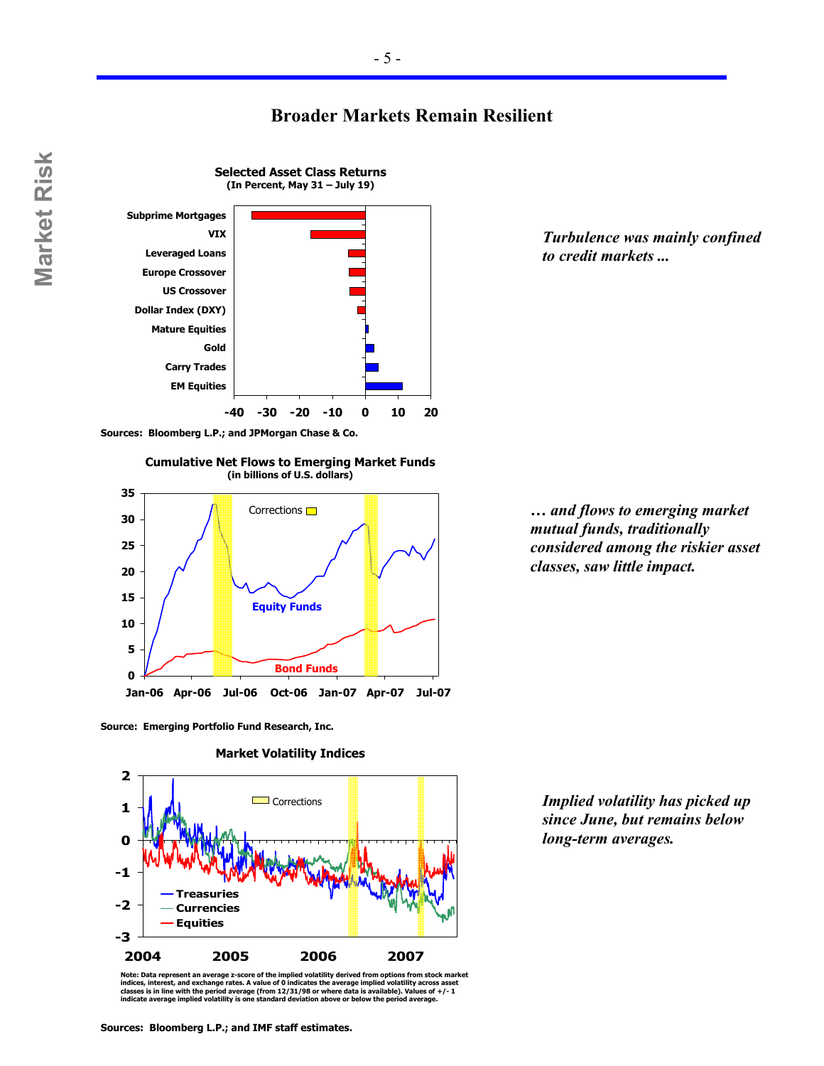# Broader Markets Remain Resilient

**Selected Asset Class Returns**
**(In Percent, May 31 – July 19)**

Sources: Bloomberg L.P.; and JPMorgan Chase & Co.

*Turbulence was mainly confined to credit markets ...*

**Cumulative Net Flows to Emerging Market Funds**
**(in billions of U.S. dollars)**

Source: Emerging Portfolio Fund Research, Inc.

*… and flows to emerging market mutual funds, traditionally considered among the riskier asset classes, saw little impact.*

**Market Volatility Indices**

Note: Data represent an average z-score of the implied volatility derived from options from stock market indices, interest, and exchange rates. A value of 0 indicates the average implied volatility across asset classes is in line with the period average (from 12/31/98 or where data is available). Values of +/- 1 indicate average implied volatility is one standard deviation above or below the period average.

Sources: Bloomberg L.P.; and IMF staff estimates.

*Implied volatility has picked up since June, but remains below long-term averages.*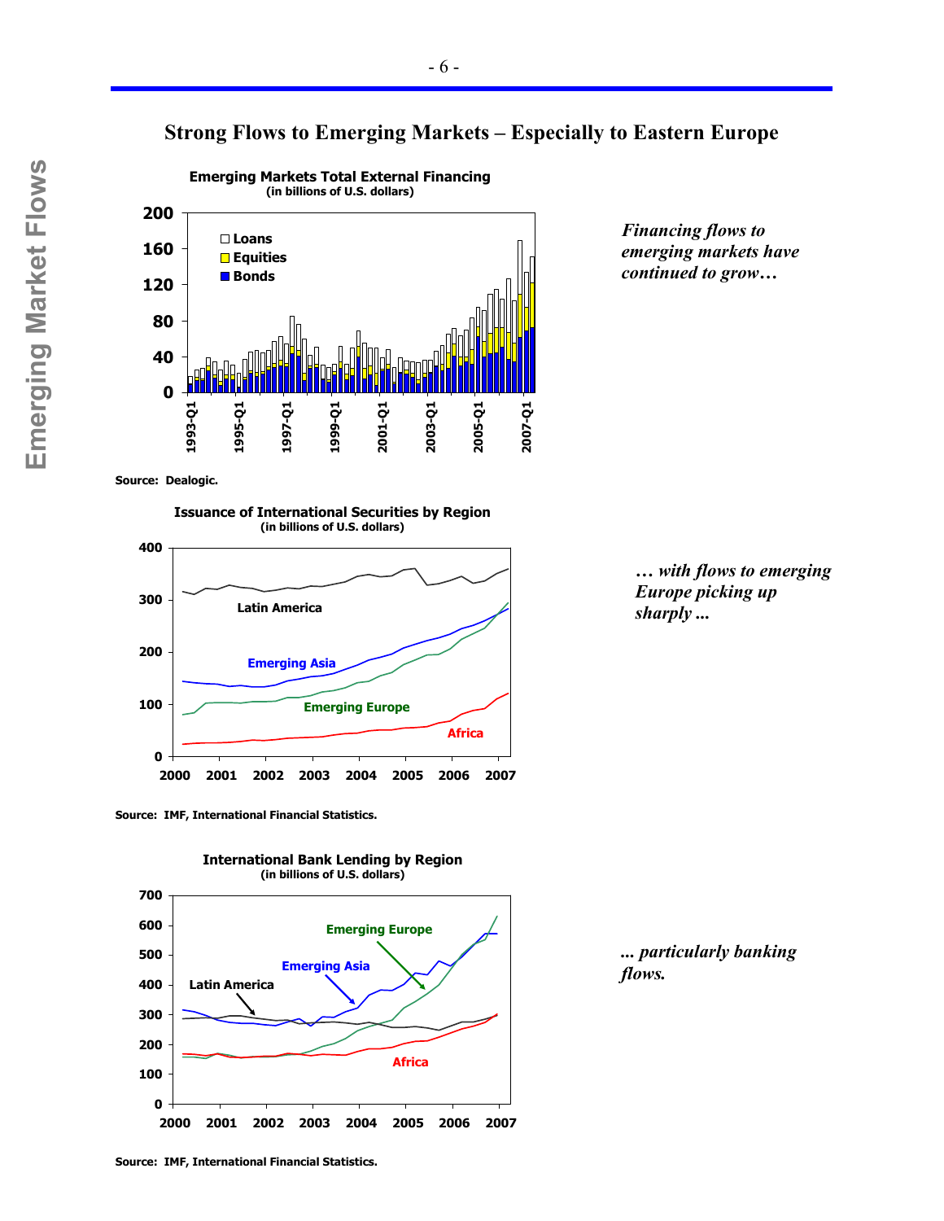# Strong Flows to Emerging Markets – Especially to Eastern Europe

**Emerging Markets Total External Financing**
(in billions of U.S. dollars)

Source: Dealogic.

*Financing flows to emerging markets have continued to grow…*

**Issuance of International Securities by Region**
(in billions of U.S. dollars)

Source: IMF, International Financial Statistics.

*… with flows to emerging Europe picking up sharply ...*

**International Bank Lending by Region**
(in billions of U.S. dollars)

Source: IMF, International Financial Statistics.

*... particularly banking flows.*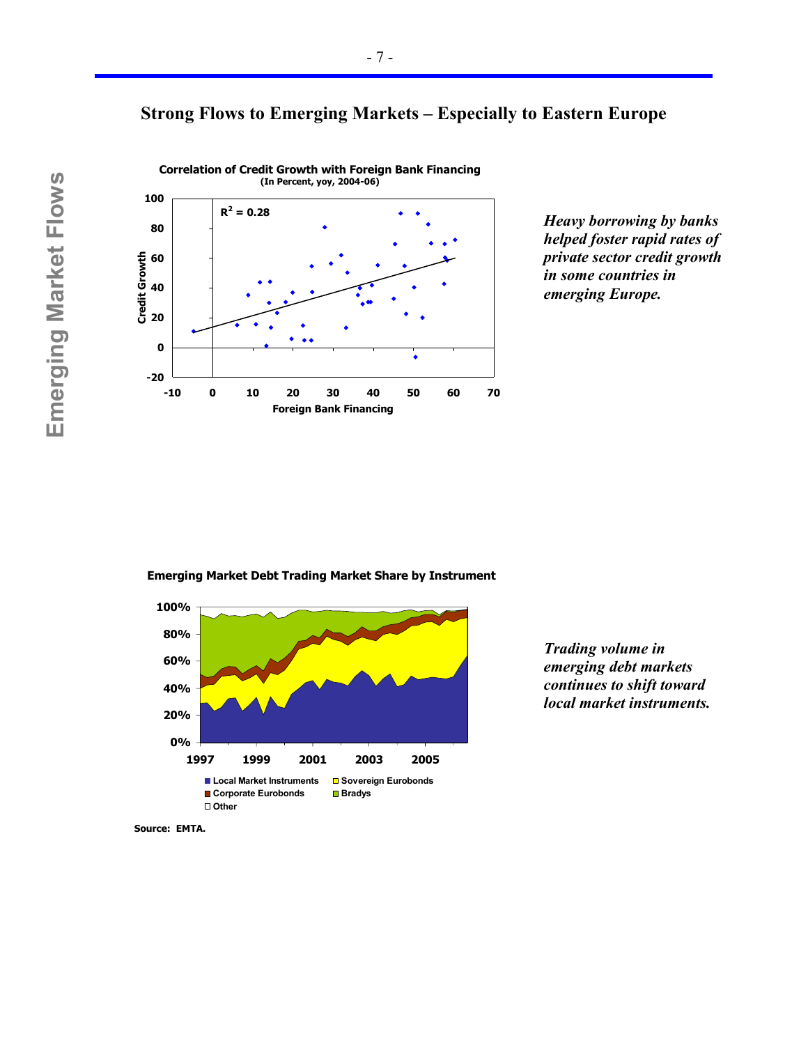# Strong Flows to Emerging Markets – Especially to Eastern Europe

**Correlation of Credit Growth with Foreign Bank Financing**
**(In Percent, yoy, 2004-06)**

$R^2 = 0.28$

Credit Growth

Foreign Bank Financing

*Heavy borrowing by banks helped foster rapid rates of private sector credit growth in some countries in emerging Europe.*

**Emerging Market Debt Trading Market Share by Instrument**

Local Market Instruments, Sovereign Eurobonds, Corporate Eurobonds, Bradys, Other

*Trading volume in emerging debt markets continues to shift toward local market instruments.*

**Source: EMTA.**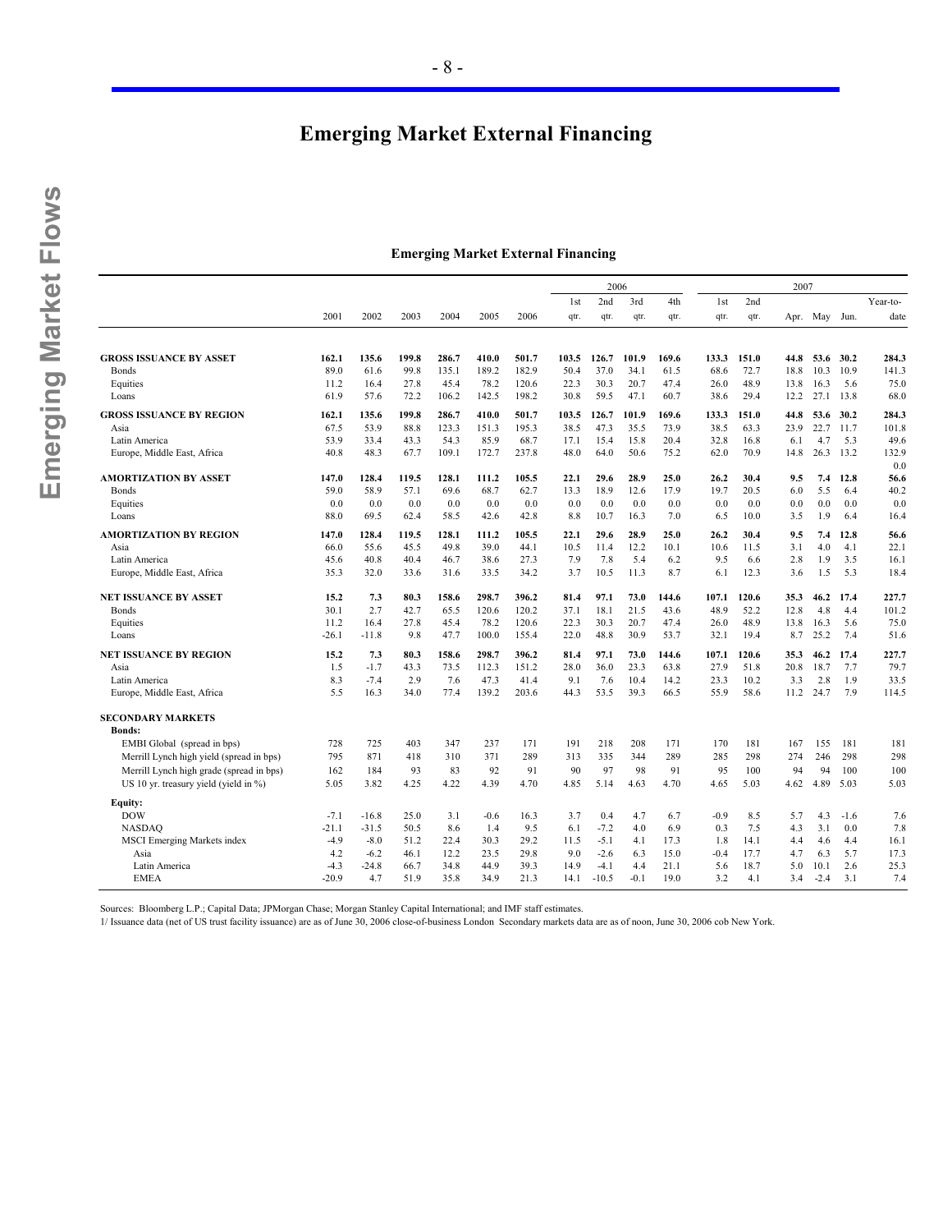# Emerging Market External Financing

**Emerging Market External Financing**

| | 2001 | 2002 | 2003 | 2004 | 2005 | 2006 | 2006 1st qtr. | 2006 2nd qtr. | 2006 3rd qtr. | 2006 4th qtr. | 2007 1st qtr. | 2007 2nd qtr. | 2007 Apr. | 2007 May | 2007 Jun. | 2007 Year-to-date |
|---|---|---|---|---|---|---|---|---|---|---|---|---|---|---|---|---|
| **GROSS ISSUANCE BY ASSET** | **162.1** | **135.6** | **199.8** | **286.7** | **410.0** | **501.7** | **103.5** | **126.7** | **101.9** | **169.6** | **133.3** | **151.0** | **44.8** | **53.6** | **30.2** | **284.3** |
| Bonds | 89.0 | 61.6 | 99.8 | 135.1 | 189.2 | 182.9 | 50.4 | 37.0 | 34.1 | 61.5 | 68.6 | 72.7 | 18.8 | 10.3 | 10.9 | 141.3 |
| Equities | 11.2 | 16.4 | 27.8 | 45.4 | 78.2 | 120.6 | 22.3 | 30.3 | 20.7 | 47.4 | 26.0 | 48.9 | 13.8 | 16.3 | 5.6 | 75.0 |
| Loans | 61.9 | 57.6 | 72.2 | 106.2 | 142.5 | 198.2 | 30.8 | 59.5 | 47.1 | 60.7 | 38.6 | 29.4 | 12.2 | 27.1 | 13.8 | 68.0 |
| **GROSS ISSUANCE BY REGION** | **162.1** | **135.6** | **199.8** | **286.7** | **410.0** | **501.7** | **103.5** | **126.7** | **101.9** | **169.6** | **133.3** | **151.0** | **44.8** | **53.6** | **30.2** | **284.3** |
| Asia | 67.5 | 53.9 | 88.8 | 123.3 | 151.3 | 195.3 | 38.5 | 47.3 | 35.5 | 73.9 | 38.5 | 63.3 | 23.9 | 22.7 | 11.7 | 101.8 |
| Latin America | 53.9 | 33.4 | 43.3 | 54.3 | 85.9 | 68.7 | 17.1 | 15.4 | 15.8 | 20.4 | 32.8 | 16.8 | 6.1 | 4.7 | 5.3 | 49.6 |
| Europe, Middle East, Africa | 40.8 | 48.3 | 67.7 | 109.1 | 172.7 | 237.8 | 48.0 | 64.0 | 50.6 | 75.2 | 62.0 | 70.9 | 14.8 | 26.3 | 13.2 | 132.9 |
| | | | | | | | | | | | | | | | | 0.0 |
| **AMORTIZATION BY ASSET** | **147.0** | **128.4** | **119.5** | **128.1** | **111.2** | **105.5** | **22.1** | **29.6** | **28.9** | **25.0** | **26.2** | **30.4** | **9.5** | **7.4** | **12.8** | **56.6** |
| Bonds | 59.0 | 58.9 | 57.1 | 69.6 | 68.7 | 62.7 | 13.3 | 18.9 | 12.6 | 17.9 | 19.7 | 20.5 | 6.0 | 5.5 | 6.4 | 40.2 |
| Equities | 0.0 | 0.0 | 0.0 | 0.0 | 0.0 | 0.0 | 0.0 | 0.0 | 0.0 | 0.0 | 0.0 | 0.0 | 0.0 | 0.0 | 0.0 | 0.0 |
| Loans | 88.0 | 69.5 | 62.4 | 58.5 | 42.6 | 42.8 | 8.8 | 10.7 | 16.3 | 7.0 | 6.5 | 10.0 | 3.5 | 1.9 | 6.4 | 16.4 |
| **AMORTIZATION BY REGION** | **147.0** | **128.4** | **119.5** | **128.1** | **111.2** | **105.5** | **22.1** | **29.6** | **28.9** | **25.0** | **26.2** | **30.4** | **9.5** | **7.4** | **12.8** | **56.6** |
| Asia | 66.0 | 55.6 | 45.5 | 49.8 | 39.0 | 44.1 | 10.5 | 11.4 | 12.2 | 10.1 | 10.6 | 11.5 | 3.1 | 4.0 | 4.1 | 22.1 |
| Latin America | 45.6 | 40.8 | 40.4 | 46.7 | 38.6 | 27.3 | 7.9 | 7.8 | 5.4 | 6.2 | 9.5 | 6.6 | 2.8 | 1.9 | 3.5 | 16.1 |
| Europe, Middle East, Africa | 35.3 | 32.0 | 33.6 | 31.6 | 33.5 | 34.2 | 3.7 | 10.5 | 11.3 | 8.7 | 6.1 | 12.3 | 3.6 | 1.5 | 5.3 | 18.4 |
| **NET ISSUANCE BY ASSET** | **15.2** | **7.3** | **80.3** | **158.6** | **298.7** | **396.2** | **81.4** | **97.1** | **73.0** | **144.6** | **107.1** | **120.6** | **35.3** | **46.2** | **17.4** | **227.7** |
| Bonds | 30.1 | 2.7 | 42.7 | 65.5 | 120.6 | 120.2 | 37.1 | 18.1 | 21.5 | 43.6 | 48.9 | 52.2 | 12.8 | 4.8 | 4.4 | 101.2 |
| Equities | 11.2 | 16.4 | 27.8 | 45.4 | 78.2 | 120.6 | 22.3 | 30.3 | 20.7 | 47.4 | 26.0 | 48.9 | 13.8 | 16.3 | 5.6 | 75.0 |
| Loans | -26.1 | -11.8 | 9.8 | 47.7 | 100.0 | 155.4 | 22.0 | 48.8 | 30.9 | 53.7 | 32.1 | 19.4 | 8.7 | 25.2 | 7.4 | 51.6 |
| **NET ISSUANCE BY REGION** | **15.2** | **7.3** | **80.3** | **158.6** | **298.7** | **396.2** | **81.4** | **97.1** | **73.0** | **144.6** | **107.1** | **120.6** | **35.3** | **46.2** | **17.4** | **227.7** |
| Asia | 1.5 | -1.7 | 43.3 | 73.5 | 112.3 | 151.2 | 28.0 | 36.0 | 23.3 | 63.8 | 27.9 | 51.8 | 20.8 | 18.7 | 7.7 | 79.7 |
| Latin America | 8.3 | -7.4 | 2.9 | 7.6 | 47.3 | 41.4 | 9.1 | 7.6 | 10.4 | 14.2 | 23.3 | 10.2 | 3.3 | 2.8 | 1.9 | 33.5 |
| Europe, Middle East, Africa | 5.5 | 16.3 | 34.0 | 77.4 | 139.2 | 203.6 | 44.3 | 53.5 | 39.3 | 66.5 | 55.9 | 58.6 | 11.2 | 24.7 | 7.9 | 114.5 |
| **SECONDARY MARKETS** | | | | | | | | | | | | | | | | |
| **Bonds:** | | | | | | | | | | | | | | | | |
| EMBI Global (spread in bps) | 728 | 725 | 403 | 347 | 237 | 171 | 191 | 218 | 208 | 171 | 170 | 181 | 167 | 155 | 181 | 181 |
| Merrill Lynch high yield (spread in bps) | 795 | 871 | 418 | 310 | 371 | 289 | 313 | 335 | 344 | 289 | 285 | 298 | 274 | 246 | 298 | 298 |
| Merrill Lynch high grade (spread in bps) | 162 | 184 | 93 | 83 | 92 | 91 | 90 | 97 | 98 | 91 | 95 | 100 | 94 | 94 | 100 | 100 |
| US 10 yr. treasury yield (yield in %) | 5.05 | 3.82 | 4.25 | 4.22 | 4.39 | 4.70 | 4.85 | 5.14 | 4.63 | 4.70 | 4.65 | 5.03 | 4.62 | 4.89 | 5.03 | 5.03 |
| **Equity:** | | | | | | | | | | | | | | | | |
| DOW | -7.1 | -16.8 | 25.0 | 3.1 | -0.6 | 16.3 | 3.7 | 0.4 | 4.7 | 6.7 | -0.9 | 8.5 | 5.7 | 4.3 | -1.6 | 7.6 |
| NASDAQ | -21.1 | -31.5 | 50.5 | 8.6 | 1.4 | 9.5 | 6.1 | -7.2 | 4.0 | 6.9 | 0.3 | 7.5 | 4.3 | 3.1 | 0.0 | 7.8 |
| MSCI Emerging Markets index | -4.9 | -8.0 | 51.2 | 22.4 | 30.3 | 29.2 | 11.5 | -5.1 | 4.1 | 17.3 | 1.8 | 14.1 | 4.4 | 4.6 | 4.4 | 16.1 |
| Asia | 4.2 | -6.2 | 46.1 | 12.2 | 23.5 | 29.8 | 9.0 | -2.6 | 6.3 | 15.0 | -0.4 | 17.7 | 4.7 | 6.3 | 5.7 | 17.3 |
| Latin America | -4.3 | -24.8 | 66.7 | 34.8 | 44.9 | 39.3 | 14.9 | -4.1 | 4.4 | 21.1 | 5.6 | 18.7 | 5.0 | 10.1 | 2.6 | 25.3 |
| EMEA | -20.9 | 4.7 | 51.9 | 35.8 | 34.9 | 21.3 | 14.1 | -10.5 | -0.1 | 19.0 | 3.2 | 4.1 | 3.4 | -2.4 | 3.1 | 7.4 |

Sources: Bloomberg L.P.; Capital Data; JPMorgan Chase; Morgan Stanley Capital International; and IMF staff estimates.

1/ Issuance data (net of US trust facility issuance) are as of June 30, 2006 close-of-business London Secondary markets data are as of noon, June 30, 2006 cob New York.